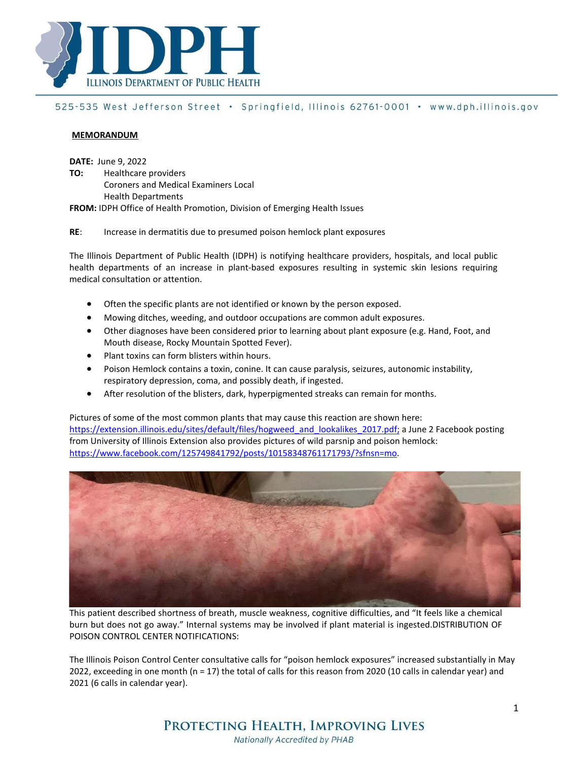**MEMORANDUM**

**DATE:** June 9, 2022
**TO:** Healthcare providers
Coroners and Medical Examiners Local
Health Departments
**FROM:** IDPH Office of Health Promotion, Division of Emerging Health Issues

**RE**: Increase in dermatitis due to presumed poison hemlock plant exposures

The Illinois Department of Public Health (IDPH) is notifying healthcare providers, hospitals, and local public health departments of an increase in plant-based exposures resulting in systemic skin lesions requiring medical consultation or attention.

- Often the specific plants are not identified or known by the person exposed.
- Mowing ditches, weeding, and outdoor occupations are common adult exposures.
- Other diagnoses have been considered prior to learning about plant exposure (e.g. Hand, Foot, and Mouth disease, Rocky Mountain Spotted Fever).
- Plant toxins can form blisters within hours.
- Poison Hemlock contains a toxin, conine. It can cause paralysis, seizures, autonomic instability, respiratory depression, coma, and possibly death, if ingested.
- After resolution of the blisters, dark, hyperpigmented streaks can remain for months.

Pictures of some of the most common plants that may cause this reaction are shown here: https://extension.illinois.edu/sites/default/files/hogweed_and_lookalikes_2017.pdf; a June 2 Facebook posting from University of Illinois Extension also provides pictures of wild parsnip and poison hemlock: https://www.facebook.com/125749841792/posts/10158348761171793/?sfnsn=mo.

This patient described shortness of breath, muscle weakness, cognitive difficulties, and "It feels like a chemical burn but does not go away." Internal systems may be involved if plant material is ingested.

DISTRIBUTION OF POISON CONTROL CENTER NOTIFICATIONS:

The Illinois Poison Control Center consultative calls for "poison hemlock exposures" increased substantially in May 2022, exceeding in one month (n = 17) the total of calls for this reason from 2020 (10 calls in calendar year) and 2021 (6 calls in calendar year).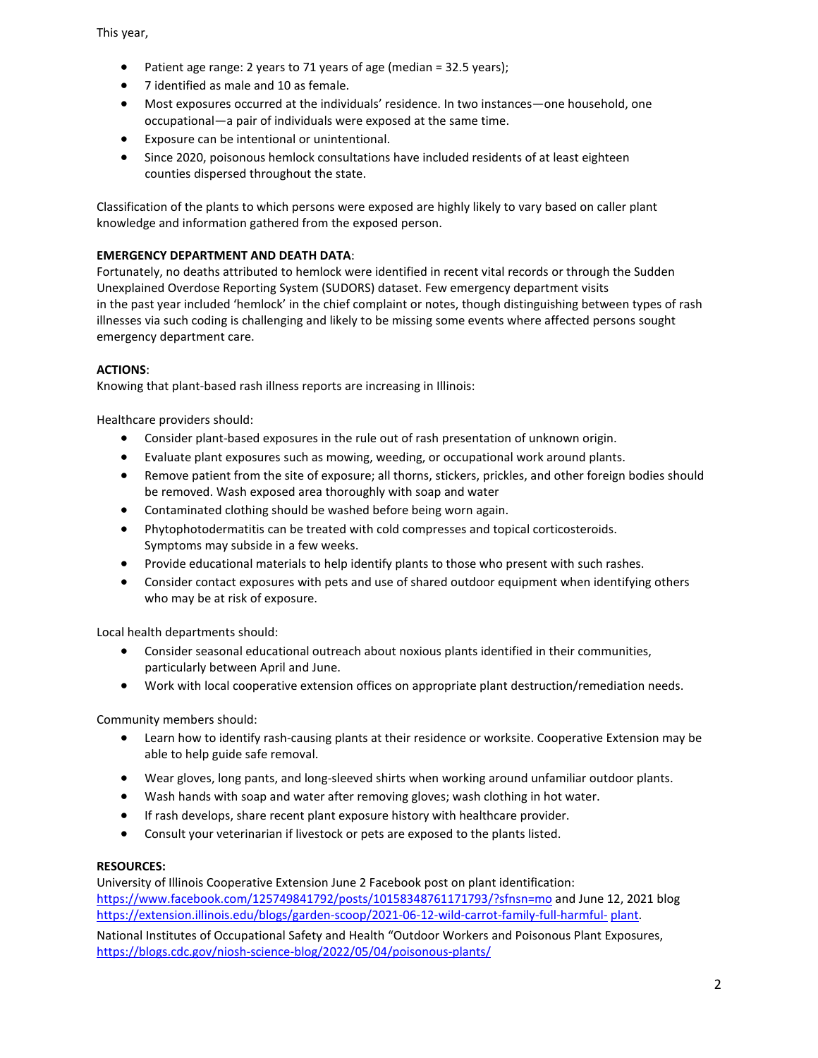This year,

- Patient age range: 2 years to 71 years of age (median = 32.5 years);
- 7 identified as male and 10 as female.
- Most exposures occurred at the individuals' residence. In two instances—one household, one occupational—a pair of individuals were exposed at the same time.
- Exposure can be intentional or unintentional.
- Since 2020, poisonous hemlock consultations have included residents of at least eighteen counties dispersed throughout the state.

Classification of the plants to which persons were exposed are highly likely to vary based on caller plant knowledge and information gathered from the exposed person.

**EMERGENCY DEPARTMENT AND DEATH DATA**:
Fortunately, no deaths attributed to hemlock were identified in recent vital records or through the Sudden Unexplained Overdose Reporting System (SUDORS) dataset. Few emergency department visits in the past year included 'hemlock' in the chief complaint or notes, though distinguishing between types of rash illnesses via such coding is challenging and likely to be missing some events where affected persons sought emergency department care.

**ACTIONS**:
Knowing that plant-based rash illness reports are increasing in Illinois:

Healthcare providers should:

- Consider plant-based exposures in the rule out of rash presentation of unknown origin.
- Evaluate plant exposures such as mowing, weeding, or occupational work around plants.
- Remove patient from the site of exposure; all thorns, stickers, prickles, and other foreign bodies should be removed. Wash exposed area thoroughly with soap and water
- Contaminated clothing should be washed before being worn again.
- Phytophotodermatitis can be treated with cold compresses and topical corticosteroids. Symptoms may subside in a few weeks.
- Provide educational materials to help identify plants to those who present with such rashes.
- Consider contact exposures with pets and use of shared outdoor equipment when identifying others who may be at risk of exposure.

Local health departments should:

- Consider seasonal educational outreach about noxious plants identified in their communities, particularly between April and June.
- Work with local cooperative extension offices on appropriate plant destruction/remediation needs.

Community members should:

- Learn how to identify rash-causing plants at their residence or worksite. Cooperative Extension may be able to help guide safe removal.
- Wear gloves, long pants, and long-sleeved shirts when working around unfamiliar outdoor plants.
- Wash hands with soap and water after removing gloves; wash clothing in hot water.
- If rash develops, share recent plant exposure history with healthcare provider.
- Consult your veterinarian if livestock or pets are exposed to the plants listed.

**RESOURCES:**
University of Illinois Cooperative Extension June 2 Facebook post on plant identification: https://www.facebook.com/125749841792/posts/10158348761171793/?sfnsn=mo and June 12, 2021 blog https://extension.illinois.edu/blogs/garden-scoop/2021-06-12-wild-carrot-family-full-harmful-plant.

National Institutes of Occupational Safety and Health "Outdoor Workers and Poisonous Plant Exposures, https://blogs.cdc.gov/niosh-science-blog/2022/05/04/poisonous-plants/